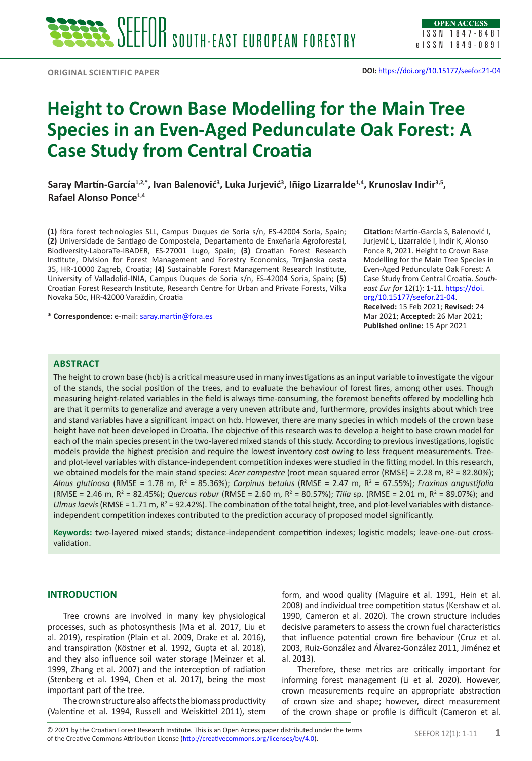ORIGINAL SCIENTIFIC PAPER

**DOI:** https://doi.org/10.15177/seefor.21-04

# Height to Crown Base Modelling for the Main Tree Species in an Even-Aged Pedunculate Oak Forest: A Case Study from Central Croatia

**Saray Martín-García[1,2,*], Ivan Balenović[3], Luka Jurjević[3], Iñigo Lizarralde[1,4], Krunoslav Indir[3,5], Rafael Alonso Ponce[1,4]**

**(1)** föra forest technologies SLL, Campus Duques de Soria s/n, ES-42004 Soria, Spain; **(2)** Universidade de Santiago de Compostela, Departamento de Enxeñaría Agroforestal, Biodiversity-LaboraTe-IBADER, ES-27001 Lugo, Spain; **(3)** Croatian Forest Research Institute, Division for Forest Management and Forestry Economics, Trnjanska cesta 35, HR-10000 Zagreb, Croatia; **(4)** Sustainable Forest Management Research Institute, University of Valladolid-INIA, Campus Duques de Soria s/n, ES-42004 Soria, Spain; **(5)** Croatian Forest Research Institute, Research Centre for Urban and Private Forests, Vilka Novaka 50c, HR-42000 Varaždin, Croatia

**\* Correspondence:** e-mail: saray.martin@fora.es

**Citation:** Martín-García S, Balenović I, Jurjević L, Lizarralde I, Indir K, Alonso Ponce R, 2021. Height to Crown Base Modelling for the Main Tree Species in Even-Aged Pedunculate Oak Forest: A Case Study from Central Croatia. *South-east Eur for* 12(1): 1-11. https://doi.org/10.15177/seefor.21-04.
**Received:** 15 Feb 2021; **Revised:** 24 Mar 2021; **Accepted:** 26 Mar 2021; **Published online:** 15 Apr 2021

## ABSTRACT

The height to crown base (hcb) is a critical measure used in many investigations as an input variable to investigate the vigour of the stands, the social position of the trees, and to evaluate the behaviour of forest fires, among other uses. Though measuring height-related variables in the field is always time-consuming, the foremost benefits offered by modelling hcb are that it permits to generalize and average a very uneven attribute and, furthermore, provides insights about which tree and stand variables have a significant impact on hcb. However, there are many species in which models of the crown base height have not been developed in Croatia. The objective of this research was to develop a height to base crown model for each of the main species present in the two-layered mixed stands of this study. According to previous investigations, logistic models provide the highest precision and require the lowest inventory cost owing to less frequent measurements. Tree- and plot-level variables with distance-independent competition indexes were studied in the fitting model. In this research, we obtained models for the main stand species: *Acer campestre* (root mean squared error (RMSE) = 2.28 m, $R^2$ = 82.80%); *Alnus glutinosa* (RMSE = 1.78 m, $R^2$ = 85.36%); *Carpinus betulus* (RMSE = 2.47 m, $R^2$ = 67.55%); *Fraxinus angustifolia* (RMSE = 2.46 m, $R^2$ = 82.45%); *Quercus robur* (RMSE = 2.60 m, $R^2$ = 80.57%); *Tilia* sp. (RMSE = 2.01 m, $R^2$ = 89.07%); and *Ulmus laevis* (RMSE = 1.71 m, $R^2$ = 92.42%). The combination of the total height, tree, and plot-level variables with distance-independent competition indexes contributed to the prediction accuracy of proposed model significantly.

**Keywords:** two-layered mixed stands; distance-independent competition indexes; logistic models; leave-one-out cross-validation.

## INTRODUCTION

Tree crowns are involved in many key physiological processes, such as photosynthesis (Ma et al. 2017, Liu et al. 2019), respiration (Plain et al. 2009, Drake et al. 2016), and transpiration (Köstner et al. 1992, Gupta et al. 2018), and they also influence soil water storage (Meinzer et al. 1999, Zhang et al. 2007) and the interception of radiation (Stenberg et al. 1994, Chen et al. 2017), being the most important part of the tree.

The crown structure also affects the biomass productivity (Valentine et al. 1994, Russell and Weiskittel 2011), stem form, and wood quality (Maguire et al. 1991, Hein et al. 2008) and individual tree competition status (Kershaw et al. 1990, Cameron et al. 2020). The crown structure includes decisive parameters to assess the crown fuel characteristics that influence potential crown fire behaviour (Cruz et al. 2003, Ruiz-González and Álvarez-González 2011, Jiménez et al. 2013).

Therefore, these metrics are critically important for informing forest management (Li et al. 2020). However, crown measurements require an appropriate abstraction of crown size and shape; however, direct measurement of the crown shape or profile is difficult (Cameron et al.

© 2021 by the Croatian Forest Research Institute. This is an Open Access paper distributed under the terms of the Creative Commons Attribution License (http://creativecommons.org/licenses/by/4.0).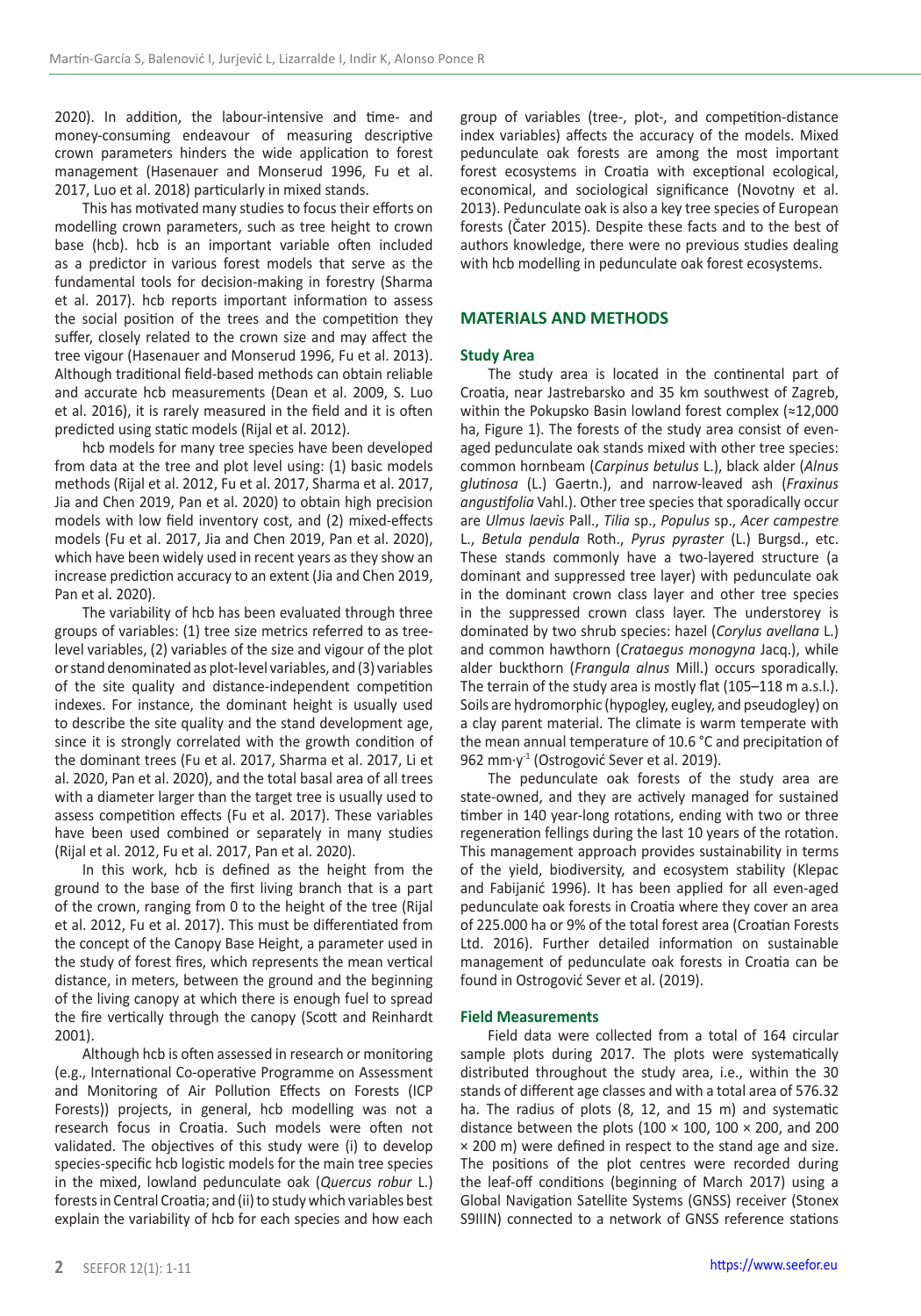2020). In addition, the labour-intensive and time- and money-consuming endeavour of measuring descriptive crown parameters hinders the wide application to forest management (Hasenauer and Monserud 1996, Fu et al. 2017, Luo et al. 2018) particularly in mixed stands.

This has motivated many studies to focus their efforts on modelling crown parameters, such as tree height to crown base (hcb). hcb is an important variable often included as a predictor in various forest models that serve as the fundamental tools for decision-making in forestry (Sharma et al. 2017). hcb reports important information to assess the social position of the trees and the competition they suffer, closely related to the crown size and may affect the tree vigour (Hasenauer and Monserud 1996, Fu et al. 2013). Although traditional field-based methods can obtain reliable and accurate hcb measurements (Dean et al. 2009, S. Luo et al. 2016), it is rarely measured in the field and it is often predicted using static models (Rijal et al. 2012).

hcb models for many tree species have been developed from data at the tree and plot level using: (1) basic models methods (Rijal et al. 2012, Fu et al. 2017, Sharma et al. 2017, Jia and Chen 2019, Pan et al. 2020) to obtain high precision models with low field inventory cost, and (2) mixed-effects models (Fu et al. 2017, Jia and Chen 2019, Pan et al. 2020), which have been widely used in recent years as they show an increase prediction accuracy to an extent (Jia and Chen 2019, Pan et al. 2020).

The variability of hcb has been evaluated through three groups of variables: (1) tree size metrics referred to as tree-level variables, (2) variables of the size and vigour of the plot or stand denominated as plot-level variables, and (3) variables of the site quality and distance-independent competition indexes. For instance, the dominant height is usually used to describe the site quality and the stand development age, since it is strongly correlated with the growth condition of the dominant trees (Fu et al. 2017, Sharma et al. 2017, Li et al. 2020, Pan et al. 2020), and the total basal area of all trees with a diameter larger than the target tree is usually used to assess competition effects (Fu et al. 2017). These variables have been used combined or separately in many studies (Rijal et al. 2012, Fu et al. 2017, Pan et al. 2020).

In this work, hcb is defined as the height from the ground to the base of the first living branch that is a part of the crown, ranging from 0 to the height of the tree (Rijal et al. 2012, Fu et al. 2017). This must be differentiated from the concept of the Canopy Base Height, a parameter used in the study of forest fires, which represents the mean vertical distance, in meters, between the ground and the beginning of the living canopy at which there is enough fuel to spread the fire vertically through the canopy (Scott and Reinhardt 2001).

Although hcb is often assessed in research or monitoring (e.g., International Co-operative Programme on Assessment and Monitoring of Air Pollution Effects on Forests (ICP Forests)) projects, in general, hcb modelling was not a research focus in Croatia. Such models were often not validated. The objectives of this study were (i) to develop species-specific hcb logistic models for the main tree species in the mixed, lowland pedunculate oak (*Quercus robur* L.) forests in Central Croatia; and (ii) to study which variables best explain the variability of hcb for each species and how each group of variables (tree-, plot-, and competition-distance index variables) affects the accuracy of the models. Mixed pedunculate oak forests are among the most important forest ecosystems in Croatia with exceptional ecological, economical, and sociological significance (Novotny et al. 2013). Pedunculate oak is also a key tree species of European forests (Čater 2015). Despite these facts and to the best of authors knowledge, there were no previous studies dealing with hcb modelling in pedunculate oak forest ecosystems.

## MATERIALS AND METHODS

### Study Area

The study area is located in the continental part of Croatia, near Jastrebarsko and 35 km southwest of Zagreb, within the Pokupsko Basin lowland forest complex (≈12,000 ha, Figure 1). The forests of the study area consist of even-aged pedunculate oak stands mixed with other tree species: common hornbeam (*Carpinus betulus* L.), black alder (*Alnus glutinosa* (L.) Gaertn.), and narrow-leaved ash (*Fraxinus angustifolia* Vahl.). Other tree species that sporadically occur are *Ulmus laevis* Pall., *Tilia* sp., *Populus* sp., *Acer campestre* L., *Betula pendula* Roth., *Pyrus pyraster* (L.) Burgsd., etc. These stands commonly have a two-layered structure (a dominant and suppressed tree layer) with pedunculate oak in the dominant crown class layer and other tree species in the suppressed crown class layer. The understorey is dominated by two shrub species: hazel (*Corylus avellana* L.) and common hawthorn (*Crataegus monogyna* Jacq.), while alder buckthorn (*Frangula alnus* Mill.) occurs sporadically. The terrain of the study area is mostly flat (105–118 m a.s.l.). Soils are hydromorphic (hypogley, eugley, and pseudogley) on a clay parent material. The climate is warm temperate with the mean annual temperature of 10.6 °C and precipitation of 962 mm·y$^{-1}$ (Ostrogović Sever et al. 2019).

The pedunculate oak forests of the study area are state-owned, and they are actively managed for sustained timber in 140 year-long rotations, ending with two or three regeneration fellings during the last 10 years of the rotation. This management approach provides sustainability in terms of the yield, biodiversity, and ecosystem stability (Klepac and Fabijanić 1996). It has been applied for all even-aged pedunculate oak forests in Croatia where they cover an area of 225.000 ha or 9% of the total forest area (Croatian Forests Ltd. 2016). Further detailed information on sustainable management of pedunculate oak forests in Croatia can be found in Ostrogović Sever et al. (2019).

### Field Measurements

Field data were collected from a total of 164 circular sample plots during 2017. The plots were systematically distributed throughout the study area, i.e., within the 30 stands of different age classes and with a total area of 576.32 ha. The radius of plots (8, 12, and 15 m) and systematic distance between the plots (100 × 100, 100 × 200, and 200 × 200 m) were defined in respect to the stand age and size. The positions of the plot centres were recorded during the leaf-off conditions (beginning of March 2017) using a Global Navigation Satellite Systems (GNSS) receiver (Stonex S9IIIN) connected to a network of GNSS reference stations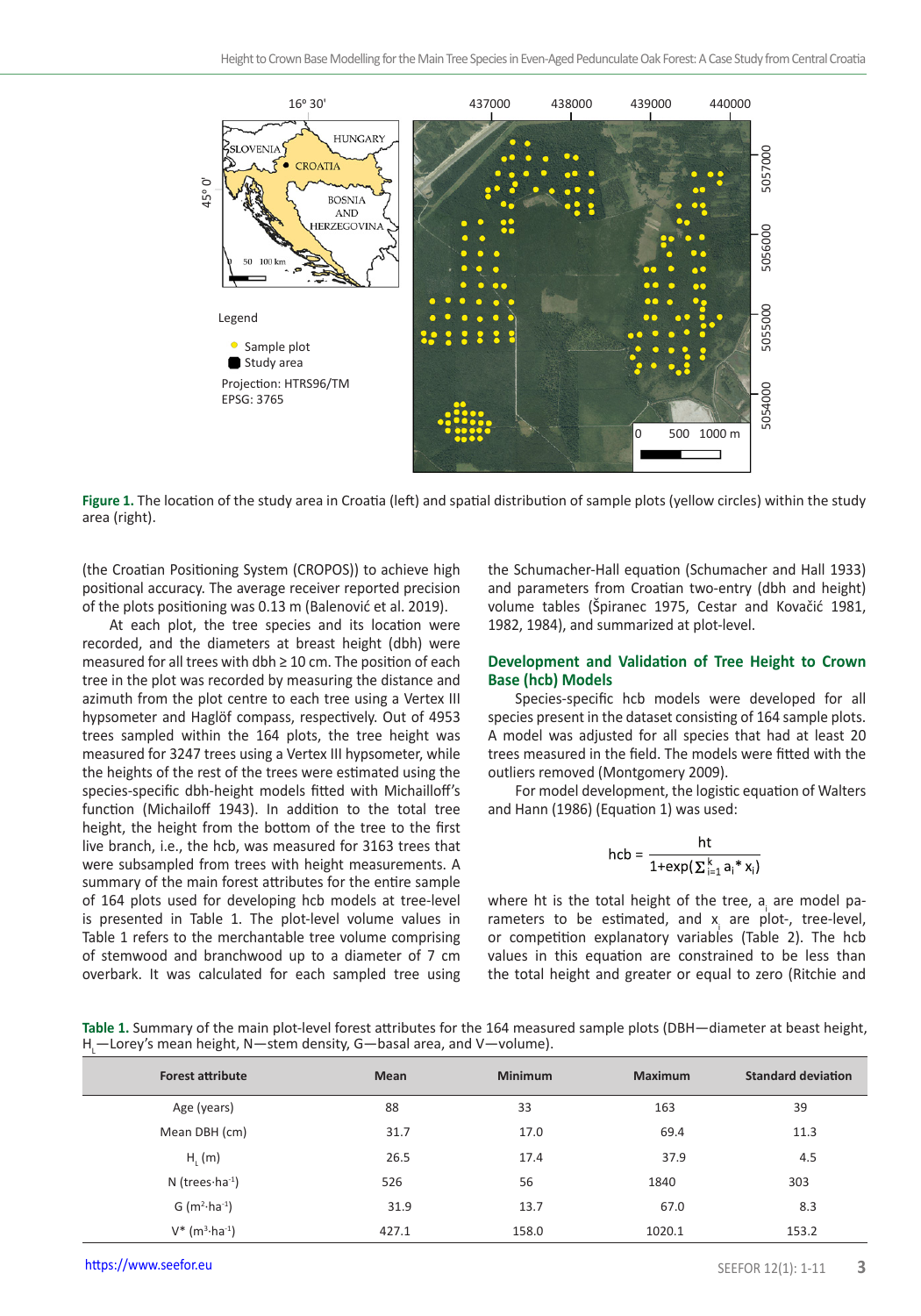Figure 1. The location of the study area in Croatia (left) and spatial distribution of sample plots (yellow circles) within the study area (right).

(the Croatian Positioning System (CROPOS)) to achieve high positional accuracy. The average receiver reported precision of the plots positioning was 0.13 m (Balenović et al. 2019).

At each plot, the tree species and its location were recorded, and the diameters at breast height (dbh) were measured for all trees with dbh ≥ 10 cm. The position of each tree in the plot was recorded by measuring the distance and azimuth from the plot centre to each tree using a Vertex III hypsometer and Haglöf compass, respectively. Out of 4953 trees sampled within the 164 plots, the tree height was measured for 3247 trees using a Vertex III hypsometer, while the heights of the rest of the trees were estimated using the species-specific dbh-height models fitted with Michailoff's function (Michailoff 1943). In addition to the total tree height, the height from the bottom of the tree to the first live branch, i.e., the hcb, was measured for 3163 trees that were subsampled from trees with height measurements. A summary of the main forest attributes for the entire sample of 164 plots used for developing hcb models at tree-level is presented in Table 1. The plot-level volume values in Table 1 refers to the merchantable tree volume comprising of stemwood and branchwood up to a diameter of 7 cm overbark. It was calculated for each sampled tree using the Schumacher-Hall equation (Schumacher and Hall 1933) and parameters from Croatian two-entry (dbh and height) volume tables (Špiranec 1975, Cestar and Kovačić 1981, 1982, 1984), and summarized at plot-level.

## Development and Validation of Tree Height to Crown Base (hcb) Models

Species-specific hcb models were developed for all species present in the dataset consisting of 164 sample plots. A model was adjusted for all species that had at least 20 trees measured in the field. The models were fitted with the outliers removed (Montgomery 2009).

For model development, the logistic equation of Walters and Hann (1986) (Equation 1) was used:

$$hcb = \frac{ht}{1+\exp(\sum_{i=1}^{k} a_i * x_i)}$$

where ht is the total height of the tree, $a_i$ are model parameters to be estimated, and $x_i$ are plot-, tree-level, or competition explanatory variables (Table 2). The hcb values in this equation are constrained to be less than the total height and greater or equal to zero (Ritchie and

Table 1. Summary of the main plot-level forest attributes for the 164 measured sample plots (DBH—diameter at beast height, $H_L$—Lorey's mean height, N—stem density, G—basal area, and V—volume).

| Forest attribute | Mean | Minimum | Maximum | Standard deviation |
|---|---|---|---|---|
| Age (years) | 88 | 33 | 163 | 39 |
| Mean DBH (cm) | 31.7 | 17.0 | 69.4 | 11.3 |
| $H_L$ (m) | 26.5 | 17.4 | 37.9 | 4.5 |
| N (trees·ha$^{-1}$) | 526 | 56 | 1840 | 303 |
| G (m$^2$·ha$^{-1}$) | 31.9 | 13.7 | 67.0 | 8.3 |
| V* (m$^3$·ha$^{-1}$) | 427.1 | 158.0 | 1020.1 | 153.2 |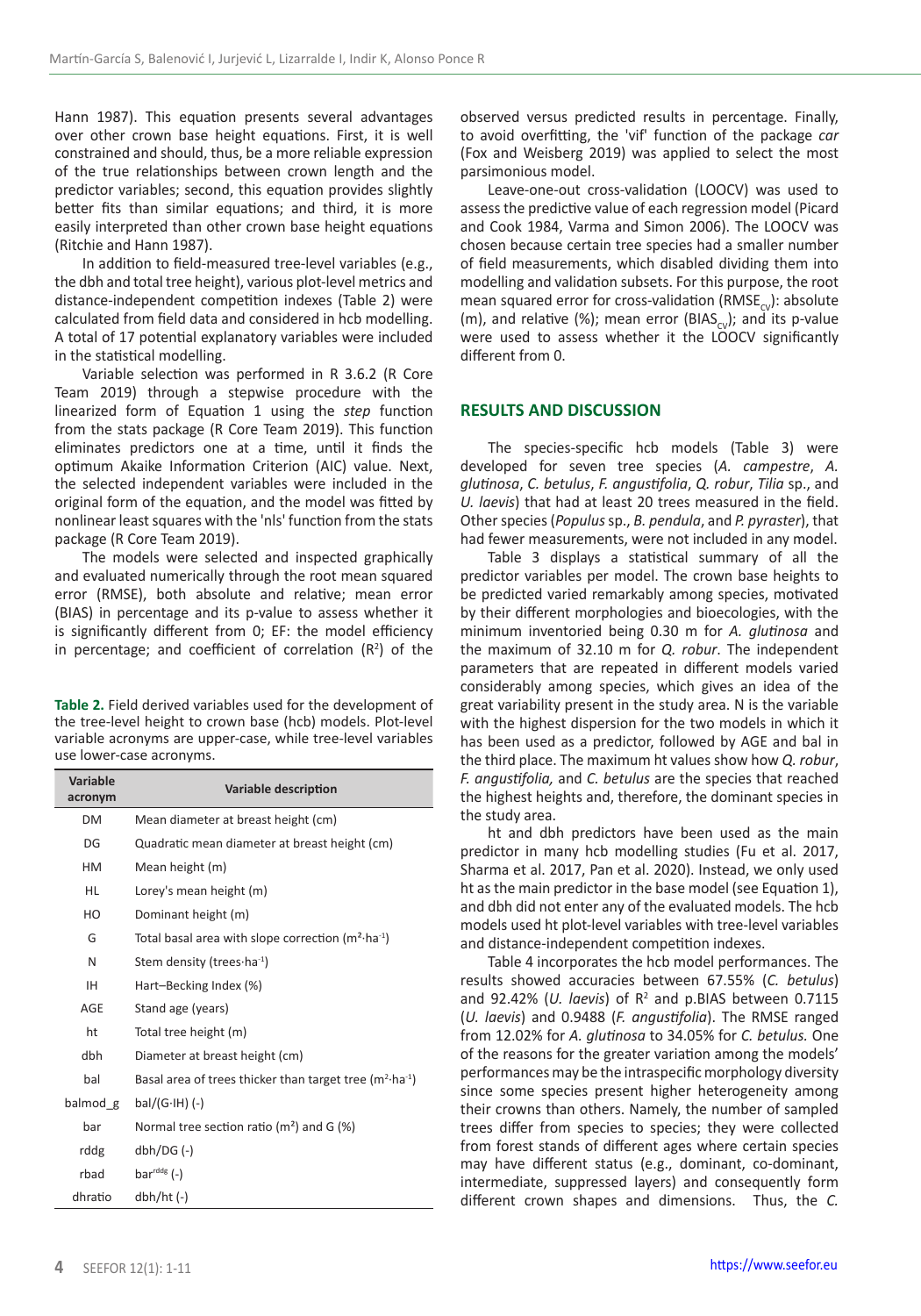Hann 1987). This equation presents several advantages over other crown base height equations. First, it is well constrained and should, thus, be a more reliable expression of the true relationships between crown length and the predictor variables; second, this equation provides slightly better fits than similar equations; and third, it is more easily interpreted than other crown base height equations (Ritchie and Hann 1987).

In addition to field-measured tree-level variables (e.g., the dbh and total tree height), various plot-level metrics and distance-independent competition indexes (Table 2) were calculated from field data and considered in hcb modelling. A total of 17 potential explanatory variables were included in the statistical modelling.

Variable selection was performed in R 3.6.2 (R Core Team 2019) through a stepwise procedure with the linearized form of Equation 1 using the *step* function from the stats package (R Core Team 2019). This function eliminates predictors one at a time, until it finds the optimum Akaike Information Criterion (AIC) value. Next, the selected independent variables were included in the original form of the equation, and the model was fitted by nonlinear least squares with the 'nls' function from the stats package (R Core Team 2019).

The models were selected and inspected graphically and evaluated numerically through the root mean squared error (RMSE), both absolute and relative; mean error (BIAS) in percentage and its p-value to assess whether it is significantly different from 0; EF: the model efficiency in percentage; and coefficient of correlation ($R^2$) of the observed versus predicted results in percentage. Finally, to avoid overfitting, the 'vif' function of the package *car* (Fox and Weisberg 2019) was applied to select the most parsimonious model.

**Table 2.** Field derived variables used for the development of the tree-level height to crown base (hcb) models. Plot-level variable acronyms are upper-case, while tree-level variables use lower-case acronyms.

| Variable acronym | Variable description |
|---|---|
| DM | Mean diameter at breast height (cm) |
| DG | Quadratic mean diameter at breast height (cm) |
| HM | Mean height (m) |
| HL | Lorey's mean height (m) |
| HO | Dominant height (m) |
| G | Total basal area with slope correction ($m^2 \cdot ha^{-1}$) |
| N | Stem density ($trees \cdot ha^{-1}$) |
| IH | Hart–Becking Index (%) |
| AGE | Stand age (years) |
| ht | Total tree height (m) |
| dbh | Diameter at breast height (cm) |
| bal | Basal area of trees thicker than target tree ($m^2 \cdot ha^{-1}$) |
| balmod_g | bal/(G·IH) (-) |
| bar | Normal tree section ratio ($m^2$) and G (%) |
| rddg | dbh/DG (-) |
| rbad | $bar^{rddg}$ (-) |
| dhratio | dbh/ht (-) |

Leave-one-out cross-validation (LOOCV) was used to assess the predictive value of each regression model (Picard and Cook 1984, Varma and Simon 2006). The LOOCV was chosen because certain tree species had a smaller number of field measurements, which disabled dividing them into modelling and validation subsets. For this purpose, the root mean squared error for cross-validation ($RMSE_{cv}$): absolute (m), and relative (%); mean error ($BIAS_{cv}$); and its p-value were used to assess whether it the LOOCV significantly different from 0.

## RESULTS AND DISCUSSION

The species-specific hcb models (Table 3) were developed for seven tree species (*A. campestre*, *A. glutinosa*, *C. betulus*, *F. angustifolia*, *Q. robur*, *Tilia* sp., and *U. laevis*) that had at least 20 trees measured in the field. Other species (*Populus* sp., *B. pendula*, and *P. pyraster*), that had fewer measurements, were not included in any model.

Table 3 displays a statistical summary of all the predictor variables per model. The crown base heights to be predicted varied remarkably among species, motivated by their different morphologies and bioecologies, with the minimum inventoried being 0.30 m for *A. glutinosa* and the maximum of 32.10 m for *Q. robur*. The independent parameters that are repeated in different models varied considerably among species, which gives an idea of the great variability present in the study area. N is the variable with the highest dispersion for the two models in which it has been used as a predictor, followed by AGE and bal in the third place. The maximum ht values show how *Q. robur*, *F. angustifolia,* and *C. betulus* are the species that reached the highest heights and, therefore, the dominant species in the study area.

ht and dbh predictors have been used as the main predictor in many hcb modelling studies (Fu et al. 2017, Sharma et al. 2017, Pan et al. 2020). Instead, we only used ht as the main predictor in the base model (see Equation 1), and dbh did not enter any of the evaluated models. The hcb models used ht plot-level variables with tree-level variables and distance-independent competition indexes.

Table 4 incorporates the hcb model performances. The results showed accuracies between 67.55% (*C. betulus*) and 92.42% (*U. laevis*) of $R^2$ and p.BIAS between 0.7115 (*U. laevis*) and 0.9488 (*F. angustifolia*). The RMSE ranged from 12.02% for *A. glutinosa* to 34.05% for *C. betulus.* One of the reasons for the greater variation among the models' performances may be the intraspecific morphology diversity since some species present higher heterogeneity among their crowns than others. Namely, the number of sampled trees differ from species to species; they were collected from forest stands of different ages where certain species may have different status (e.g., dominant, co-dominant, intermediate, suppressed layers) and consequently form different crown shapes and dimensions. Thus, the *C.*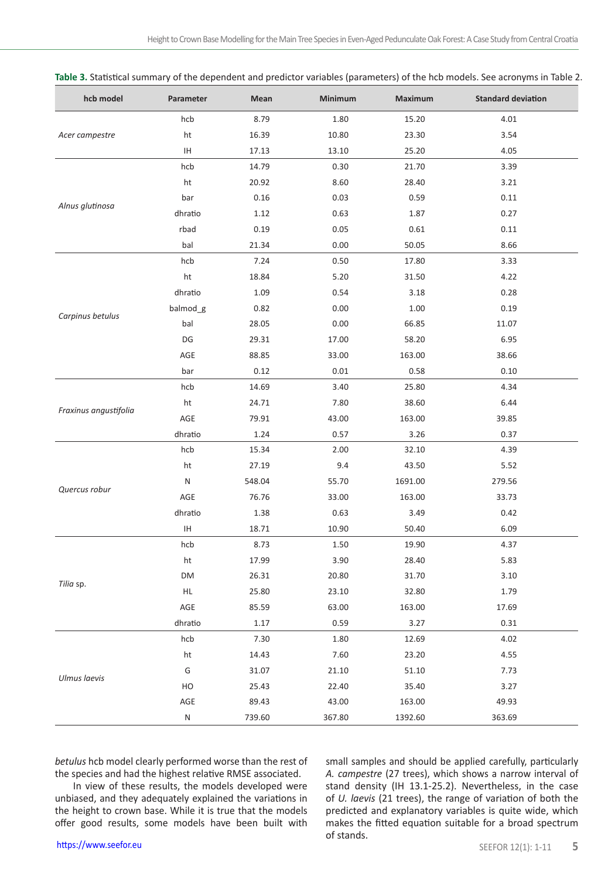**Table 3.** Statistical summary of the dependent and predictor variables (parameters) of the hcb models. See acronyms in Table 2.

| hcb model | Parameter | Mean | Minimum | Maximum | Standard deviation |
|---|---|---|---|---|---|
| *Acer campestre* | hcb | 8.79 | 1.80 | 15.20 | 4.01 |
| | ht | 16.39 | 10.80 | 23.30 | 3.54 |
| | IH | 17.13 | 13.10 | 25.20 | 4.05 |
| *Alnus glutinosa* | hcb | 14.79 | 0.30 | 21.70 | 3.39 |
| | ht | 20.92 | 8.60 | 28.40 | 3.21 |
| | bar | 0.16 | 0.03 | 0.59 | 0.11 |
| | dhratio | 1.12 | 0.63 | 1.87 | 0.27 |
| | rbad | 0.19 | 0.05 | 0.61 | 0.11 |
| | bal | 21.34 | 0.00 | 50.05 | 8.66 |
| *Carpinus betulus* | hcb | 7.24 | 0.50 | 17.80 | 3.33 |
| | ht | 18.84 | 5.20 | 31.50 | 4.22 |
| | dhratio | 1.09 | 0.54 | 3.18 | 0.28 |
| | balmod_g | 0.82 | 0.00 | 1.00 | 0.19 |
| | bal | 28.05 | 0.00 | 66.85 | 11.07 |
| | DG | 29.31 | 17.00 | 58.20 | 6.95 |
| | AGE | 88.85 | 33.00 | 163.00 | 38.66 |
| | bar | 0.12 | 0.01 | 0.58 | 0.10 |
| *Fraxinus angustifolia* | hcb | 14.69 | 3.40 | 25.80 | 4.34 |
| | ht | 24.71 | 7.80 | 38.60 | 6.44 |
| | AGE | 79.91 | 43.00 | 163.00 | 39.85 |
| | dhratio | 1.24 | 0.57 | 3.26 | 0.37 |
| *Quercus robur* | hcb | 15.34 | 2.00 | 32.10 | 4.39 |
| | ht | 27.19 | 9.4 | 43.50 | 5.52 |
| | N | 548.04 | 55.70 | 1691.00 | 279.56 |
| | AGE | 76.76 | 33.00 | 163.00 | 33.73 |
| | dhratio | 1.38 | 0.63 | 3.49 | 0.42 |
| | IH | 18.71 | 10.90 | 50.40 | 6.09 |
| *Tilia* sp. | hcb | 8.73 | 1.50 | 19.90 | 4.37 |
| | ht | 17.99 | 3.90 | 28.40 | 5.83 |
| | DM | 26.31 | 20.80 | 31.70 | 3.10 |
| | HL | 25.80 | 23.10 | 32.80 | 1.79 |
| | AGE | 85.59 | 63.00 | 163.00 | 17.69 |
| | dhratio | 1.17 | 0.59 | 3.27 | 0.31 |
| *Ulmus laevis* | hcb | 7.30 | 1.80 | 12.69 | 4.02 |
| | ht | 14.43 | 7.60 | 23.20 | 4.55 |
| | G | 31.07 | 21.10 | 51.10 | 7.73 |
| | HO | 25.43 | 22.40 | 35.40 | 3.27 |
| | AGE | 89.43 | 43.00 | 163.00 | 49.93 |
| | N | 739.60 | 367.80 | 1392.60 | 363.69 |

*betulus* hcb model clearly performed worse than the rest of the species and had the highest relative RMSE associated.

In view of these results, the models developed were unbiased, and they adequately explained the variations in the height to crown base. While it is true that the models offer good results, some models have been built with small samples and should be applied carefully, particularly *A. campestre* (27 trees), which shows a narrow interval of stand density (IH 13.1-25.2). Nevertheless, in the case of *U. laevis* (21 trees), the range of variation of both the predicted and explanatory variables is quite wide, which makes the fitted equation suitable for a broad spectrum of stands.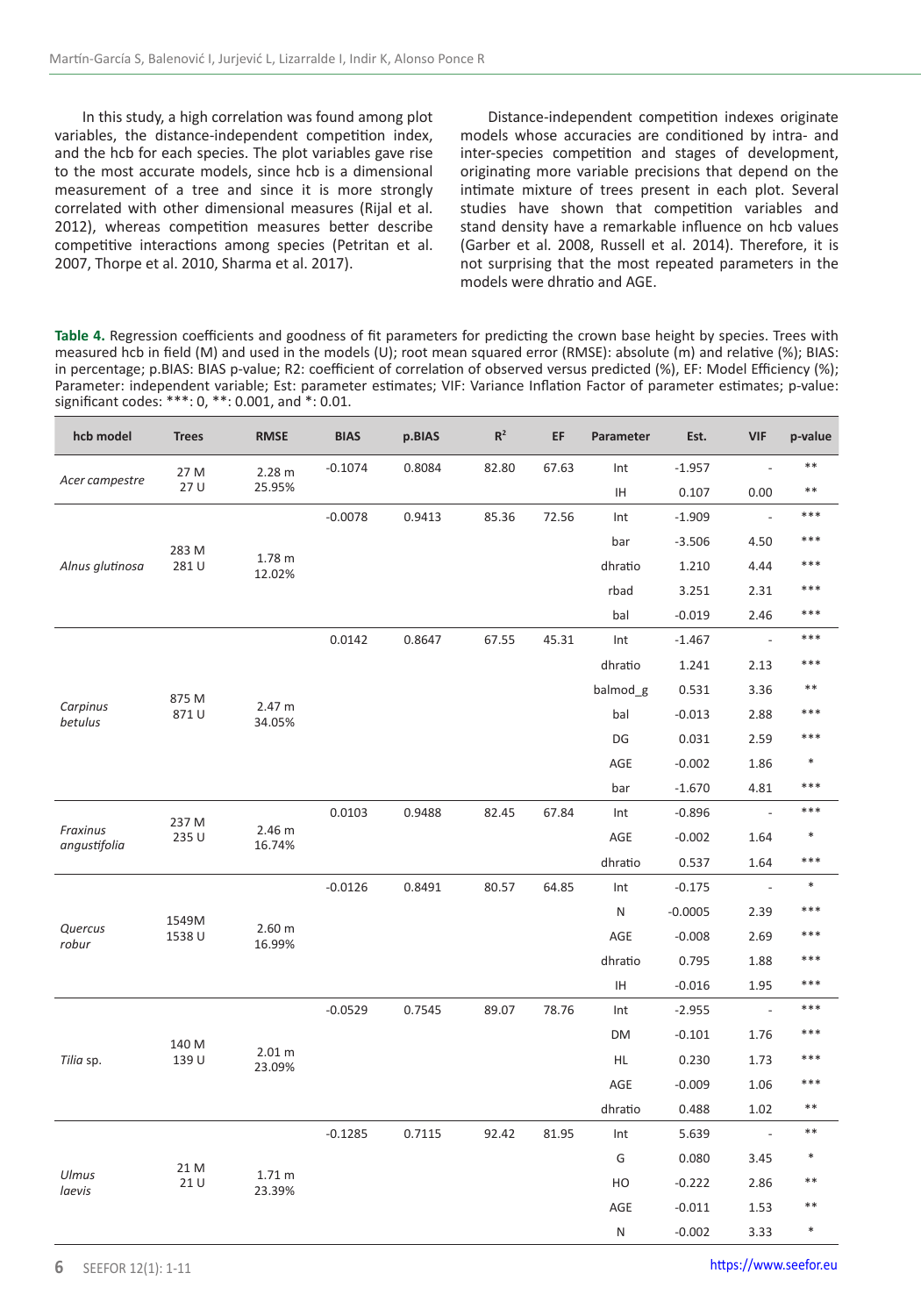In this study, a high correlation was found among plot variables, the distance-independent competition index, and the hcb for each species. The plot variables gave rise to the most accurate models, since hcb is a dimensional measurement of a tree and since it is more strongly correlated with other dimensional measures (Rijal et al. 2012), whereas competition measures better describe competitive interactions among species (Petritan et al. 2007, Thorpe et al. 2010, Sharma et al. 2017).

Distance-independent competition indexes originate models whose accuracies are conditioned by intra- and inter-species competition and stages of development, originating more variable precisions that depend on the intimate mixture of trees present in each plot. Several studies have shown that competition variables and stand density have a remarkable influence on hcb values (Garber et al. 2008, Russell et al. 2014). Therefore, it is not surprising that the most repeated parameters in the models were dhratio and AGE.

**Table 4.** Regression coefficients and goodness of fit parameters for predicting the crown base height by species. Trees with measured hcb in field (M) and used in the models (U); root mean squared error (RMSE): absolute (m) and relative (%); BIAS: in percentage; p.BIAS: BIAS p-value; R2: coefficient of correlation of observed versus predicted (%), EF: Model Efficiency (%); Parameter: independent variable; Est: parameter estimates; VIF: Variance Inflation Factor of parameter estimates; p-value: significant codes: ***: 0, **: 0.001, and *: 0.01.

| hcb model | Trees | RMSE | BIAS | p.BIAS | $R^2$ | EF | Parameter | Est. | VIF | p-value |
|---|---|---|---|---|---|---|---|---|---|---|
| *Acer campestre* | 27 M 27 U | 2.28 m 25.95% | -0.1074 | 0.8084 | 82.80 | 67.63 | Int | -1.957 | - | ** |
| | | | | | | | IH | 0.107 | 0.00 | ** |
| *Alnus glutinosa* | 283 M 281 U | 1.78 m 12.02% | -0.0078 | 0.9413 | 85.36 | 72.56 | Int | -1.909 | - | *** |
| | | | | | | | bar | -3.506 | 4.50 | *** |
| | | | | | | | dhratio | 1.210 | 4.44 | *** |
| | | | | | | | rbad | 3.251 | 2.31 | *** |
| | | | | | | | bal | -0.019 | 2.46 | *** |
| *Carpinus betulus* | 875 M 871 U | 2.47 m 34.05% | 0.0142 | 0.8647 | 67.55 | 45.31 | Int | -1.467 | - | *** |
| | | | | | | | dhratio | 1.241 | 2.13 | *** |
| | | | | | | | balmod_g | 0.531 | 3.36 | ** |
| | | | | | | | bal | -0.013 | 2.88 | *** |
| | | | | | | | DG | 0.031 | 2.59 | *** |
| | | | | | | | AGE | -0.002 | 1.86 | * |
| | | | | | | | bar | -1.670 | 4.81 | *** |
| *Fraxinus angustifolia* | 237 M 235 U | 2.46 m 16.74% | 0.0103 | 0.9488 | 82.45 | 67.84 | Int | -0.896 | - | *** |
| | | | | | | | AGE | -0.002 | 1.64 | * |
| | | | | | | | dhratio | 0.537 | 1.64 | *** |
| *Quercus robur* | 1549M 1538 U | 2.60 m 16.99% | -0.0126 | 0.8491 | 80.57 | 64.85 | Int | -0.175 | - | * |
| | | | | | | | N | -0.0005 | 2.39 | *** |
| | | | | | | | AGE | -0.008 | 2.69 | *** |
| | | | | | | | dhratio | 0.795 | 1.88 | *** |
| | | | | | | | IH | -0.016 | 1.95 | *** |
| *Tilia* sp. | 140 M 139 U | 2.01 m 23.09% | -0.0529 | 0.7545 | 89.07 | 78.76 | Int | -2.955 | - | *** |
| | | | | | | | DM | -0.101 | 1.76 | *** |
| | | | | | | | HL | 0.230 | 1.73 | *** |
| | | | | | | | AGE | -0.009 | 1.06 | *** |
| | | | | | | | dhratio | 0.488 | 1.02 | ** |
| *Ulmus laevis* | 21 M 21 U | 1.71 m 23.39% | -0.1285 | 0.7115 | 92.42 | 81.95 | Int | 5.639 | - | ** |
| | | | | | | | G | 0.080 | 3.45 | * |
| | | | | | | | HO | -0.222 | 2.86 | ** |
| | | | | | | | AGE | -0.011 | 1.53 | ** |
| | | | | | | | N | -0.002 | 3.33 | * |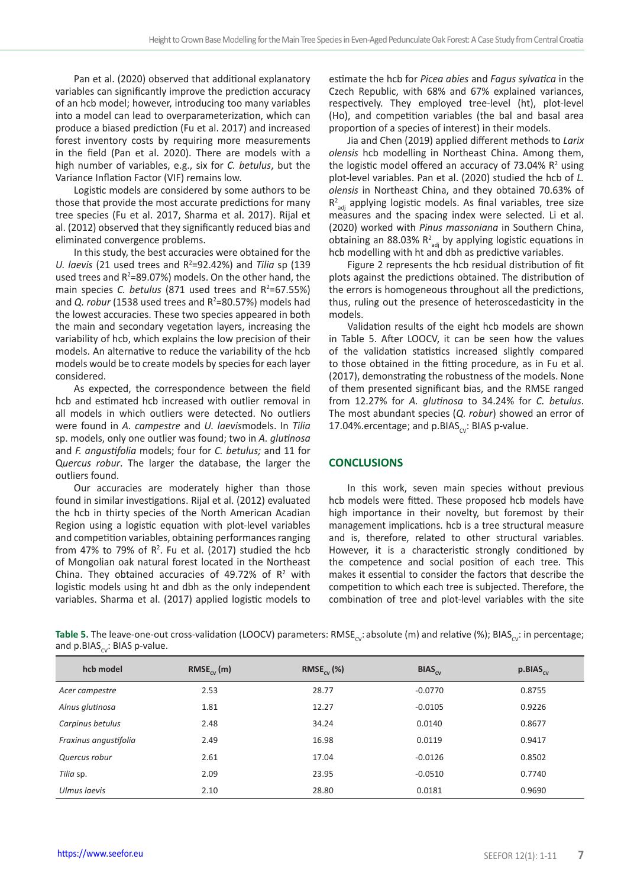Pan et al. (2020) observed that additional explanatory variables can significantly improve the prediction accuracy of an hcb model; however, introducing too many variables into a model can lead to overparameterization, which can produce a biased prediction (Fu et al. 2017) and increased forest inventory costs by requiring more measurements in the field (Pan et al. 2020). There are models with a high number of variables, e.g., six for *C. betulus*, but the Variance Inflation Factor (VIF) remains low.

Logistic models are considered by some authors to be those that provide the most accurate predictions for many tree species (Fu et al. 2017, Sharma et al. 2017). Rijal et al. (2012) observed that they significantly reduced bias and eliminated convergence problems.

In this study, the best accuracies were obtained for the *U. laevis* (21 used trees and $R^2$=92.42%) and *Tilia* sp (139 used trees and $R^2$=89.07%) models. On the other hand, the main species *C. betulus* (871 used trees and $R^2$=67.55%) and *Q. robur* (1538 used trees and $R^2$=80.57%) models had the lowest accuracies. These two species appeared in both the main and secondary vegetation layers, increasing the variability of hcb, which explains the low precision of their models. An alternative to reduce the variability of the hcb models would be to create models by species for each layer considered.

As expected, the correspondence between the field hcb and estimated hcb increased with outlier removal in all models in which outliers were detected. No outliers were found in *A. campestre* and *U. laevis*models. In *Tilia* sp. models, only one outlier was found; two in *A. glutinosa* and *F. angustifolia* models; four for *C. betulus;* and 11 for Q*uercus robur*. The larger the database, the larger the outliers found.

Our accuracies are moderately higher than those found in similar investigations. Rijal et al. (2012) evaluated the hcb in thirty species of the North American Acadian Region using a logistic equation with plot-level variables and competition variables, obtaining performances ranging from 47% to 79% of $R^2$. Fu et al. (2017) studied the hcb of Mongolian oak natural forest located in the Northeast China. They obtained accuracies of 49.72% of $R^2$ with logistic models using ht and dbh as the only independent variables. Sharma et al. (2017) applied logistic models to estimate the hcb for *Picea abies* and *Fagus sylvatica* in the Czech Republic, with 68% and 67% explained variances, respectively. They employed tree-level (ht), plot-level (Ho), and competition variables (the bal and basal area proportion of a species of interest) in their models.

Jia and Chen (2019) applied different methods to *Larix olensis* hcb modelling in Northeast China. Among them, the logistic model offered an accuracy of 73.04% $R^2$ using plot-level variables. Pan et al. (2020) studied the hcb of *L. olensis* in Northeast China, and they obtained 70.63% of $R^2_{adj}$ applying logistic models. As final variables, tree size measures and the spacing index were selected. Li et al. (2020) worked with *Pinus massoniana* in Southern China, obtaining an 88.03% $R^2_{adj}$ by applying logistic equations in hcb modelling with ht and dbh as predictive variables.

Figure 2 represents the hcb residual distribution of fit plots against the predictions obtained. The distribution of the errors is homogeneous throughout all the predictions, thus, ruling out the presence of heteroscedasticity in the models.

Validation results of the eight hcb models are shown in Table 5. After LOOCV, it can be seen how the values of the validation statistics increased slightly compared to those obtained in the fitting procedure, as in Fu et al. (2017), demonstrating the robustness of the models. None of them presented significant bias, and the RMSE ranged from 12.27% for *A. glutinosa* to 34.24% for *C. betulus*. The most abundant species (*Q. robur*) showed an error of 17.04%.ercentage; and p.BIAS$_{cv}$: BIAS p-value.

## CONCLUSIONS

In this work, seven main species without previous hcb models were fitted. These proposed hcb models have high importance in their novelty, but foremost by their management implications. hcb is a tree structural measure and is, therefore, related to other structural variables. However, it is a characteristic strongly conditioned by the competence and social position of each tree. This makes it essential to consider the factors that describe the competition to which each tree is subjected. Therefore, the combination of tree and plot-level variables with the site

**Table 5.** The leave-one-out cross-validation (LOOCV) parameters: RMSE$_{cv}$: absolute (m) and relative (%); BIAS$_{cv}$: in percentage; and p.BIAS$_{cv}$: BIAS p-value.

| hcb model | RMSE$_{cv}$ (m) | RMSE$_{cv}$ (%) | BIAS$_{cv}$ | p.BIAS$_{cv}$ |
|---|---|---|---|---|
| *Acer campestre* | 2.53 | 28.77 | -0.0770 | 0.8755 |
| *Alnus glutinosa* | 1.81 | 12.27 | -0.0105 | 0.9226 |
| *Carpinus betulus* | 2.48 | 34.24 | 0.0140 | 0.8677 |
| *Fraxinus angustifolia* | 2.49 | 16.98 | 0.0119 | 0.9417 |
| *Quercus robur* | 2.61 | 17.04 | -0.0126 | 0.8502 |
| *Tilia* sp. | 2.09 | 23.95 | -0.0510 | 0.7740 |
| *Ulmus laevis* | 2.10 | 28.80 | 0.0181 | 0.9690 |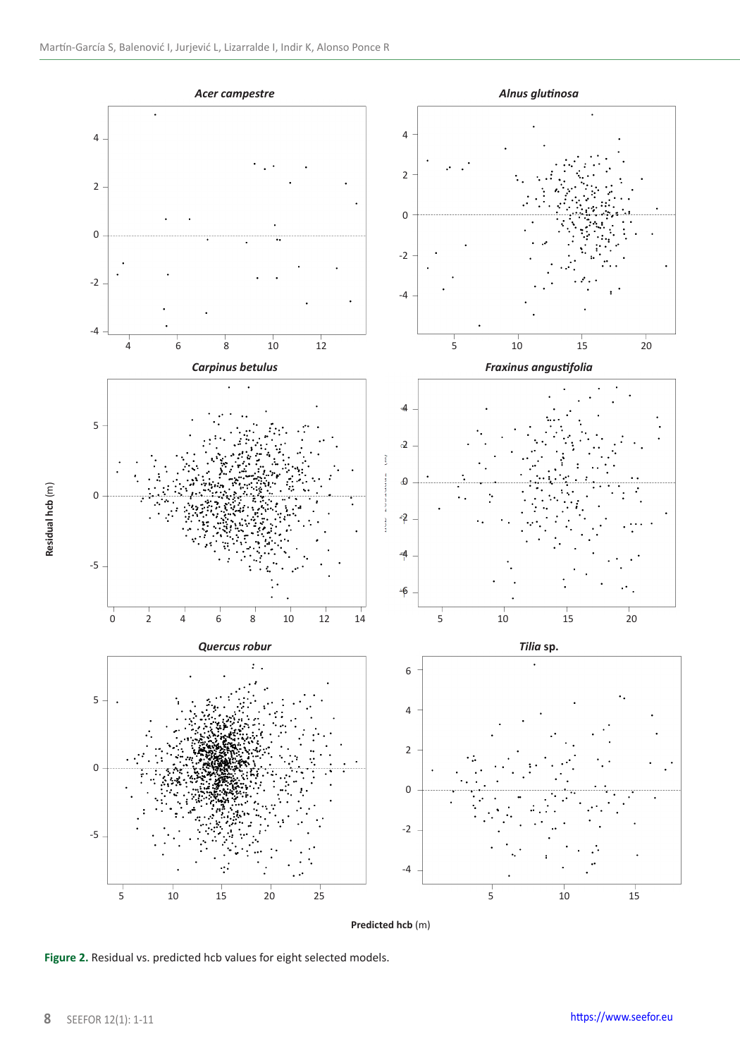Figure 2. Residual vs. predicted hcb values for eight selected models.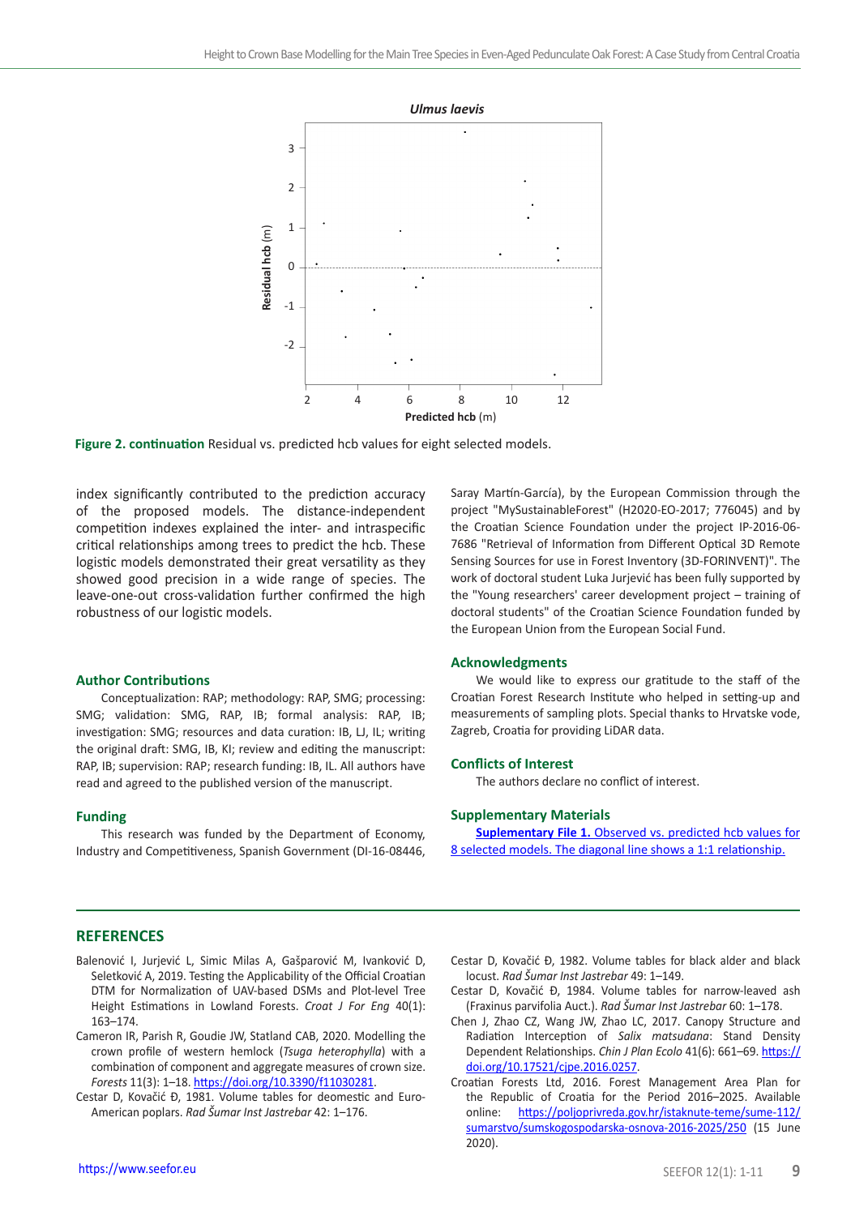**Figure 2. continuation** Residual vs. predicted hcb values for eight selected models.

index significantly contributed to the prediction accuracy of the proposed models. The distance-independent competition indexes explained the inter- and intraspecific critical relationships among trees to predict the hcb. These logistic models demonstrated their great versatility as they showed good precision in a wide range of species. The leave-one-out cross-validation further confirmed the high robustness of our logistic models.

## Author Contributions

Conceptualization: RAP; methodology: RAP, SMG; processing: SMG; validation: SMG, RAP, IB; formal analysis: RAP, IB; investigation: SMG; resources and data curation: IB, LJ, IL; writing the original draft: SMG, IB, KI; review and editing the manuscript: RAP, IB; supervision: RAP; research funding: IB, IL. All authors have read and agreed to the published version of the manuscript.

## Funding

This research was funded by the Department of Economy, Industry and Competitiveness, Spanish Government (DI-16-08446, Saray Martín-García), by the European Commission through the project "MySustainableForest" (H2020-EO-2017; 776045) and by the Croatian Science Foundation under the project IP-2016-06-7686 "Retrieval of Information from Different Optical 3D Remote Sensing Sources for use in Forest Inventory (3D-FORINVENT)". The work of doctoral student Luka Jurjević has been fully supported by the "Young researchers' career development project – training of doctoral students" of the Croatian Science Foundation funded by the European Union from the European Social Fund.

## Acknowledgments

We would like to express our gratitude to the staff of the Croatian Forest Research Institute who helped in setting-up and measurements of sampling plots. Special thanks to Hrvatske vode, Zagreb, Croatia for providing LiDAR data.

## Conflicts of Interest

The authors declare no conflict of interest.

## Supplementary Materials

**Suplementary File 1.** Observed vs. predicted hcb values for 8 selected models. The diagonal line shows a 1:1 relationship.

## REFERENCES

Balenović I, Jurjević L, Simic Milas A, Gašparović M, Ivanković D, Seletković A, 2019. Testing the Applicability of the Official Croatian DTM for Normalization of UAV-based DSMs and Plot-level Tree Height Estimations in Lowland Forests. *Croat J For Eng* 40(1): 163–174.

Cameron IR, Parish R, Goudie JW, Statland CAB, 2020. Modelling the crown profile of western hemlock (*Tsuga heterophylla*) with a combination of component and aggregate measures of crown size. *Forests* 11(3): 1–18. https://doi.org/10.3390/f11030281.

Cestar D, Kovačić Đ, 1981. Volume tables for deomestic and Euro-American poplars. *Rad Šumar Inst Jastrebar* 42: 1–176.

Cestar D, Kovačić Đ, 1982. Volume tables for black alder and black locust. *Rad Šumar Inst Jastrebar* 49: 1–149.

Cestar D, Kovačić Đ, 1984. Volume tables for narrow-leaved ash (Fraxinus parvifolia Auct.). *Rad Šumar Inst Jastrebar* 60: 1–178.

Chen J, Zhao CZ, Wang JW, Zhao LC, 2017. Canopy Structure and Radiation Interception of *Salix matsudana*: Stand Density Dependent Relationships. *Chin J Plan Ecolo* 41(6): 661–69. https://doi.org/10.17521/cjpe.2016.0257.

Croatian Forests Ltd, 2016. Forest Management Area Plan for the Republic of Croatia for the Period 2016–2025. Available online: https://poljoprivreda.gov.hr/istaknute-teme/sume-112/sumarstvo/sumskogospodarska-osnova-2016-2025/250 (15 June 2020).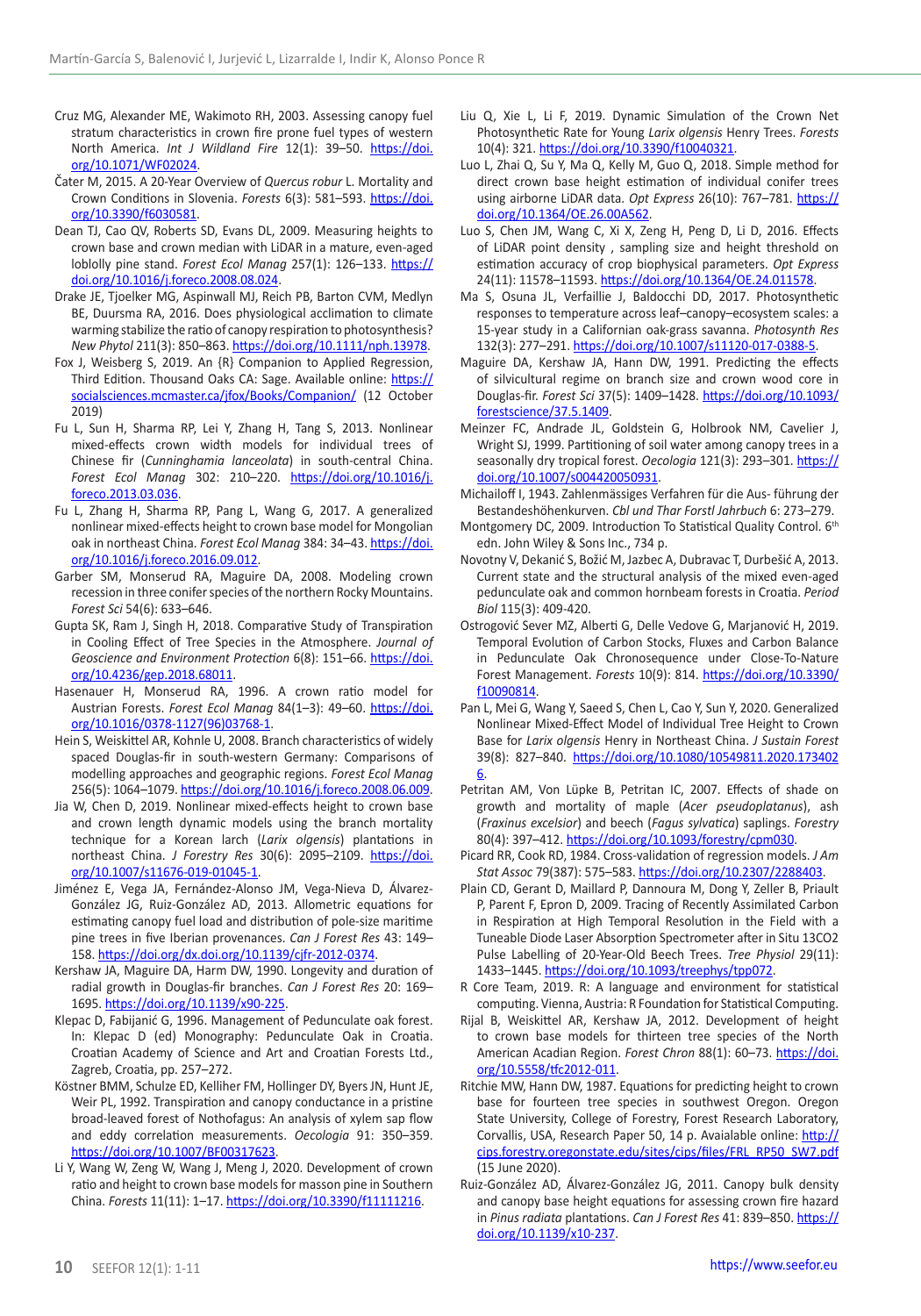Cruz MG, Alexander ME, Wakimoto RH, 2003. Assessing canopy fuel stratum characteristics in crown fire prone fuel types of western North America. *Int J Wildland Fire* 12(1): 39–50. https://doi.org/10.1071/WF02024.

Čater M, 2015. A 20-Year Overview of *Quercus robur* L. Mortality and Crown Conditions in Slovenia. *Forests* 6(3): 581–593. https://doi.org/10.3390/f6030581.

Dean TJ, Cao QV, Roberts SD, Evans DL, 2009. Measuring heights to crown base and crown median with LiDAR in a mature, even-aged loblolly pine stand. *Forest Ecol Manag* 257(1): 126–133. https://doi.org/10.1016/j.foreco.2008.08.024.

Drake JE, Tjoelker MG, Aspinwall MJ, Reich PB, Barton CVM, Medlyn BE, Duursma RA, 2016. Does physiological acclimation to climate warming stabilize the ratio of canopy respiration to photosynthesis? *New Phytol* 211(3): 850–863. https://doi.org/10.1111/nph.13978.

Fox J, Weisberg S, 2019. An {R} Companion to Applied Regression, Third Edition. Thousand Oaks CA: Sage. Available online: https://socialsciences.mcmaster.ca/jfox/Books/Companion/ (12 October 2019)

Fu L, Sun H, Sharma RP, Lei Y, Zhang H, Tang S, 2013. Nonlinear mixed-effects crown width models for individual trees of Chinese fir (*Cunninghamia lanceolata*) in south-central China. *Forest Ecol Manag* 302: 210–220. https://doi.org/10.1016/j.foreco.2013.03.036.

Fu L, Zhang H, Sharma RP, Pang L, Wang G, 2017. A generalized nonlinear mixed-effects height to crown base model for Mongolian oak in northeast China. *Forest Ecol Manag* 384: 34–43. https://doi.org/10.1016/j.foreco.2016.09.012.

Garber SM, Monserud RA, Maguire DA, 2008. Modeling crown recession in three conifer species of the northern Rocky Mountains. *Forest Sci* 54(6): 633–646.

Gupta SK, Ram J, Singh H, 2018. Comparative Study of Transpiration in Cooling Effect of Tree Species in the Atmosphere. *Journal of Geoscience and Environment Protection* 6(8): 151–66. https://doi.org/10.4236/gep.2018.68011.

Hasenauer H, Monserud RA, 1996. A crown ratio model for Austrian Forests. *Forest Ecol Manag* 84(1–3): 49–60. https://doi.org/10.1016/0378-1127(96)03768-1.

Hein S, Weiskittel AR, Kohnle U, 2008. Branch characteristics of widely spaced Douglas-fir in south-western Germany: Comparisons of modelling approaches and geographic regions. *Forest Ecol Manag* 256(5): 1064–1079. https://doi.org/10.1016/j.foreco.2008.06.009.

Jia W, Chen D, 2019. Nonlinear mixed-effects height to crown base and crown length dynamic models using the branch mortality technique for a Korean larch (*Larix olgensis*) plantations in northeast China. *J Forestry Res* 30(6): 2095–2109. https://doi.org/10.1007/s11676-019-01045-1.

Jiménez E, Vega JA, Fernández-Alonso JM, Vega-Nieva D, Álvarez-González JG, Ruiz-González AD, 2013. Allometric equations for estimating canopy fuel load and distribution of pole-size maritime pine trees in five Iberian provenances. *Can J Forest Res* 43: 149–158. https://doi.org/dx.doi.org/10.1139/cjfr-2012-0374.

Kershaw JA, Maguire DA, Harm DW, 1990. Longevity and duration of radial growth in Douglas-fir branches. *Can J Forest Res* 20: 169–1695. https://doi.org/10.1139/x90-225.

Klepac D, Fabijanić G, 1996. Management of Pedunculate oak forest. In: Klepac D (ed) Monography: Pedunculate Oak in Croatia. Croatian Academy of Science and Art and Croatian Forests Ltd., Zagreb, Croatia, pp. 257–272.

Köstner BMM, Schulze ED, Kelliher FM, Hollinger DY, Byers JN, Hunt JE, Weir PL, 1992. Transpiration and canopy conductance in a pristine broad-leaved forest of Nothofagus: An analysis of xylem sap flow and eddy correlation measurements. *Oecologia* 91: 350–359. https://doi.org/10.1007/BF00317623.

Li Y, Wang W, Zeng W, Wang J, Meng J, 2020. Development of crown ratio and height to crown base models for masson pine in Southern China. *Forests* 11(11): 1–17. https://doi.org/10.3390/f11111216.

Liu Q, Xie L, Li F, 2019. Dynamic Simulation of the Crown Net Photosynthetic Rate for Young *Larix olgensis* Henry Trees. *Forests* 10(4): 321. https://doi.org/10.3390/f10040321.

Luo L, Zhai Q, Su Y, Ma Q, Kelly M, Guo Q, 2018. Simple method for direct crown base height estimation of individual conifer trees using airborne LiDAR data. *Opt Express* 26(10): 767–781. https://doi.org/10.1364/OE.26.00A562.

Luo S, Chen JM, Wang C, Xi X, Zeng H, Peng D, Li D, 2016. Effects of LiDAR point density , sampling size and height threshold on estimation accuracy of crop biophysical parameters. *Opt Express* 24(11): 11578–11593. https://doi.org/10.1364/OE.24.011578.

Ma S, Osuna JL, Verfaillie J, Baldocchi DD, 2017. Photosynthetic responses to temperature across leaf–canopy–ecosystem scales: a 15-year study in a Californian oak-grass savanna. *Photosynth Res* 132(3): 277–291. https://doi.org/10.1007/s11120-017-0388-5.

Maguire DA, Kershaw JA, Hann DW, 1991. Predicting the effects of silvicultural regime on branch size and crown wood core in Douglas-fir. *Forest Sci* 37(5): 1409–1428. https://doi.org/10.1093/forestscience/37.5.1409.

Meinzer FC, Andrade JL, Goldstein G, Holbrook NM, Cavelier J, Wright SJ, 1999. Partitioning of soil water among canopy trees in a seasonally dry tropical forest. *Oecologia* 121(3): 293–301. https://doi.org/10.1007/s004420050931.

Michailoff I, 1943. Zahlenmässiges Verfahren für die Aus- führung der Bestandeshöhenkurven. *Cbl und Thar Forstl Jahrbuch* 6: 273–279.

Montgomery DC, 2009. Introduction To Statistical Quality Control. 6th edn. John Wiley & Sons Inc., 734 p.

Novotny V, Dekanić S, Božić M, Jazbec A, Dubravac T, Durbešić A, 2013. Current state and the structural analysis of the mixed even-aged pedunculate oak and common hornbeam forests in Croatia. *Period Biol* 115(3): 409-420.

Ostrogović Sever MZ, Alberti G, Delle Vedove G, Marjanović H, 2019. Temporal Evolution of Carbon Stocks, Fluxes and Carbon Balance in Pedunculate Oak Chronosequence under Close-To-Nature Forest Management. *Forests* 10(9): 814. https://doi.org/10.3390/f10090814.

Pan L, Mei G, Wang Y, Saeed S, Chen L, Cao Y, Sun Y, 2020. Generalized Nonlinear Mixed-Effect Model of Individual Tree Height to Crown Base for *Larix olgensis* Henry in Northeast China. *J Sustain Forest* 39(8): 827–840. https://doi.org/10.1080/10549811.2020.1734026.

Petritan AM, Von Lüpke B, Petritan IC, 2007. Effects of shade on growth and mortality of maple (*Acer pseudoplatanus*), ash (*Fraxinus excelsior*) and beech (*Fagus sylvatica*) saplings. *Forestry* 80(4): 397–412. https://doi.org/10.1093/forestry/cpm030.

Picard RR, Cook RD, 1984. Cross-validation of regression models. *J Am Stat Assoc* 79(387): 575–583. https://doi.org/10.2307/2288403.

Plain CD, Gerant D, Maillard P, Dannoura M, Dong Y, Zeller B, Priault P, Parent F, Epron D, 2009. Tracing of Recently Assimilated Carbon in Respiration at High Temporal Resolution in the Field with a Tuneable Diode Laser Absorption Spectrometer after in Situ 13CO2 Pulse Labelling of 20-Year-Old Beech Trees. *Tree Physiol* 29(11): 1433–1445. https://doi.org/10.1093/treephys/tpp072.

R Core Team, 2019. R: A language and environment for statistical computing. Vienna, Austria: R Foundation for Statistical Computing.

Rijal B, Weiskittel AR, Kershaw JA, 2012. Development of height to crown base models for thirteen tree species of the North American Acadian Region. *Forest Chron* 88(1): 60–73. https://doi.org/10.5558/tfc2012-011.

Ritchie MW, Hann DW, 1987. Equations for predicting height to crown base for fourteen tree species in southwest Oregon. Oregon State University, College of Forestry, Forest Research Laboratory, Corvallis, USA, Research Paper 50, 14 p. Avaialable online: http://cips.forestry.oregonstate.edu/sites/cips/files/FRL_RP50_SW7.pdf (15 June 2020).

Ruiz-González AD, Álvarez-González JG, 2011. Canopy bulk density and canopy base height equations for assessing crown fire hazard in *Pinus radiata* plantations. *Can J Forest Res* 41: 839–850. https://doi.org/10.1139/x10-237.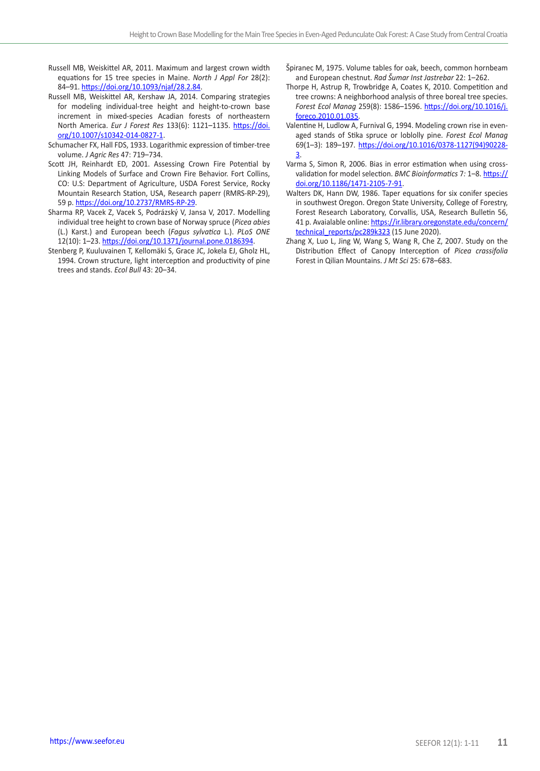Russell MB, Weiskittel AR, 2011. Maximum and largest crown width equations for 15 tree species in Maine. *North J Appl For* 28(2): 84–91. https://doi.org/10.1093/njaf/28.2.84.

Russell MB, Weiskittel AR, Kershaw JA, 2014. Comparing strategies for modeling individual-tree height and height-to-crown base increment in mixed-species Acadian forests of northeastern North America. *Eur J Forest Res* 133(6): 1121–1135. https://doi.org/10.1007/s10342-014-0827-1.

Schumacher FX, Hall FDS, 1933. Logarithmic expression of timber-tree volume. *J Agric Res* 47: 719–734.

Scott JH, Reinhardt ED, 2001. Assessing Crown Fire Potential by Linking Models of Surface and Crown Fire Behavior. Fort Collins, CO: U.S: Department of Agriculture, USDA Forest Service, Rocky Mountain Research Station, USA, Research paperr (RMRS-RP-29), 59 p. https://doi.org/10.2737/RMRS-RP-29.

Sharma RP, Vacek Z, Vacek S, Podrázský V, Jansa V, 2017. Modelling individual tree height to crown base of Norway spruce (*Picea abies* (L.) Karst.) and European beech (*Fagus sylvatica* L.). *PLoS ONE* 12(10): 1–23. https://doi.org/10.1371/journal.pone.0186394.

Stenberg P, Kuuluvainen T, Kellomäki S, Grace JC, Jokela EJ, Gholz HL, 1994. Crown structure, light interception and productivity of pine trees and stands. *Ecol Bull* 43: 20–34.

Špiranec M, 1975. Volume tables for oak, beech, common hornbeam and European chestnut. *Rad Šumar Inst Jastrebar* 22: 1–262.

Thorpe H, Astrup R, Trowbridge A, Coates K, 2010. Competition and tree crowns: A neighborhood analysis of three boreal tree species. *Forest Ecol Manag* 259(8): 1586–1596. https://doi.org/10.1016/j.foreco.2010.01.035.

Valentine H, Ludlow A, Furnival G, 1994. Modeling crown rise in even-aged stands of Stika spruce or loblolly pine. *Forest Ecol Manag* 69(1–3): 189–197. https://doi.org/10.1016/0378-1127(94)90228-3.

Varma S, Simon R, 2006. Bias in error estimation when using cross-validation for model selection. *BMC Bioinformatics* 7*:* 1–8. https://doi.org/10.1186/1471-2105-7-91.

Walters DK, Hann DW, 1986. Taper equations for six conifer species in southwest Oregon. Oregon State University, College of Forestry, Forest Research Laboratory, Corvallis, USA, Research Bulletin 56, 41 p. Avaialable online: https://ir.library.oregonstate.edu/concern/technical_reports/pc289k323 (15 June 2020).

Zhang X, Luo L, Jing W, Wang S, Wang R, Che Z, 2007. Study on the Distribution Effect of Canopy Interception of *Picea crassifolia* Forest in Qilian Mountains. *J Mt Sci* 25: 678–683.